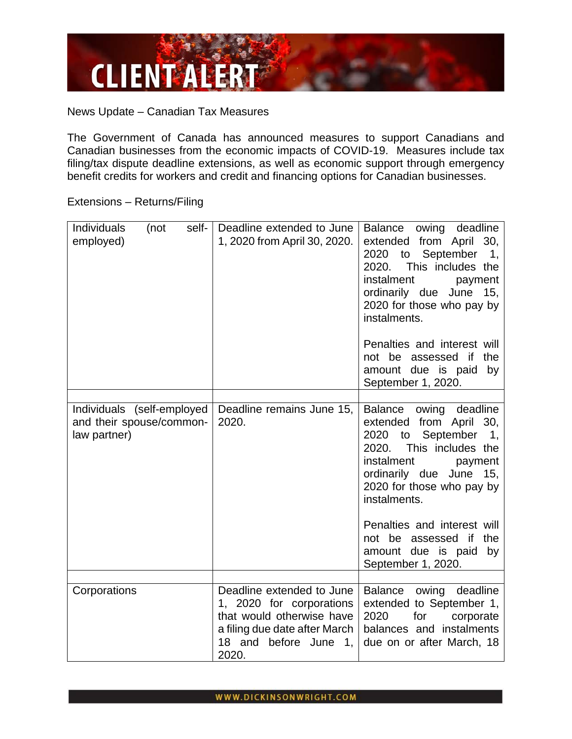# CLIENT ALERT

News Update – Canadian Tax Measures

The Government of Canada has announced measures to support Canadians and Canadian businesses from the economic impacts of COVID-19. Measures include tax filing/tax dispute deadline extensions, as well as economic support through emergency benefit credits for workers and credit and financing options for Canadian businesses.

Extensions – Returns/Filing

| | | |
|---|---|---|
| Individuals (not self-employed) | Deadline extended to June 1, 2020 from April 30, 2020. | Balance owing deadline extended from April 30, 2020 to September 1, 2020. This includes the instalment payment ordinarily due June 15, 2020 for those who pay by instalments.<br><br>Penalties and interest will not be assessed if the amount due is paid by September 1, 2020. |
| | | |
| Individuals (self-employed and their spouse/common-law partner) | Deadline remains June 15, 2020. | Balance owing deadline extended from April 30, 2020 to September 1, 2020. This includes the instalment payment ordinarily due June 15, 2020 for those who pay by instalments.<br><br>Penalties and interest will not be assessed if the amount due is paid by September 1, 2020. |
| | | |
| Corporations | Deadline extended to June 1, 2020 for corporations that would otherwise have a filing due date after March 18 and before June 1, 2020. | Balance owing deadline extended to September 1, 2020 for corporate balances and instalments due on or after March, 18 |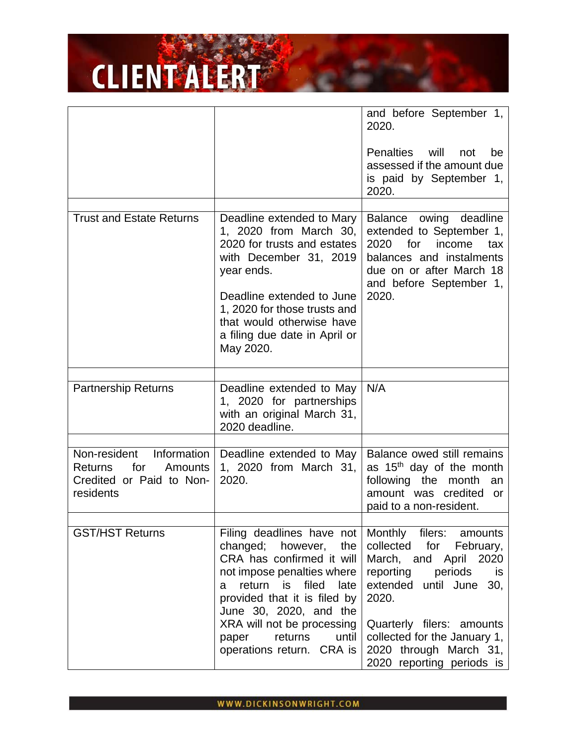| | | |
|---|---|---|
| | | and before September 1, 2020.<br><br>Penalties will not be assessed if the amount due is paid by September 1, 2020. |
| | | |
| Trust and Estate Returns | Deadline extended to Mary 1, 2020 from March 30, 2020 for trusts and estates with December 31, 2019 year ends.<br><br>Deadline extended to June 1, 2020 for those trusts and that would otherwise have a filing due date in April or May 2020. | Balance owing deadline extended to September 1, 2020 for income tax balances and instalments due on or after March 18 and before September 1, 2020. |
| | | |
| Partnership Returns | Deadline extended to May 1, 2020 for partnerships with an original March 31, 2020 deadline. | N/A |
| | | |
| Non-resident Information Returns for Amounts Credited or Paid to Non-residents | Deadline extended to May 1, 2020 from March 31, 2020. | Balance owed still remains as 15th day of the month following the month an amount was credited or paid to a non-resident. |
| | | |
| GST/HST Returns | Filing deadlines have not changed; however, the CRA has confirmed it will not impose penalties where a return is filed late provided that it is filed by June 30, 2020, and the XRA will not be processing paper returns until operations return. CRA is | Monthly filers: amounts collected for February, March, and April 2020 reporting periods is extended until June 30, 2020.<br><br>Quarterly filers: amounts collected for the January 1, 2020 through March 31, 2020 reporting periods is |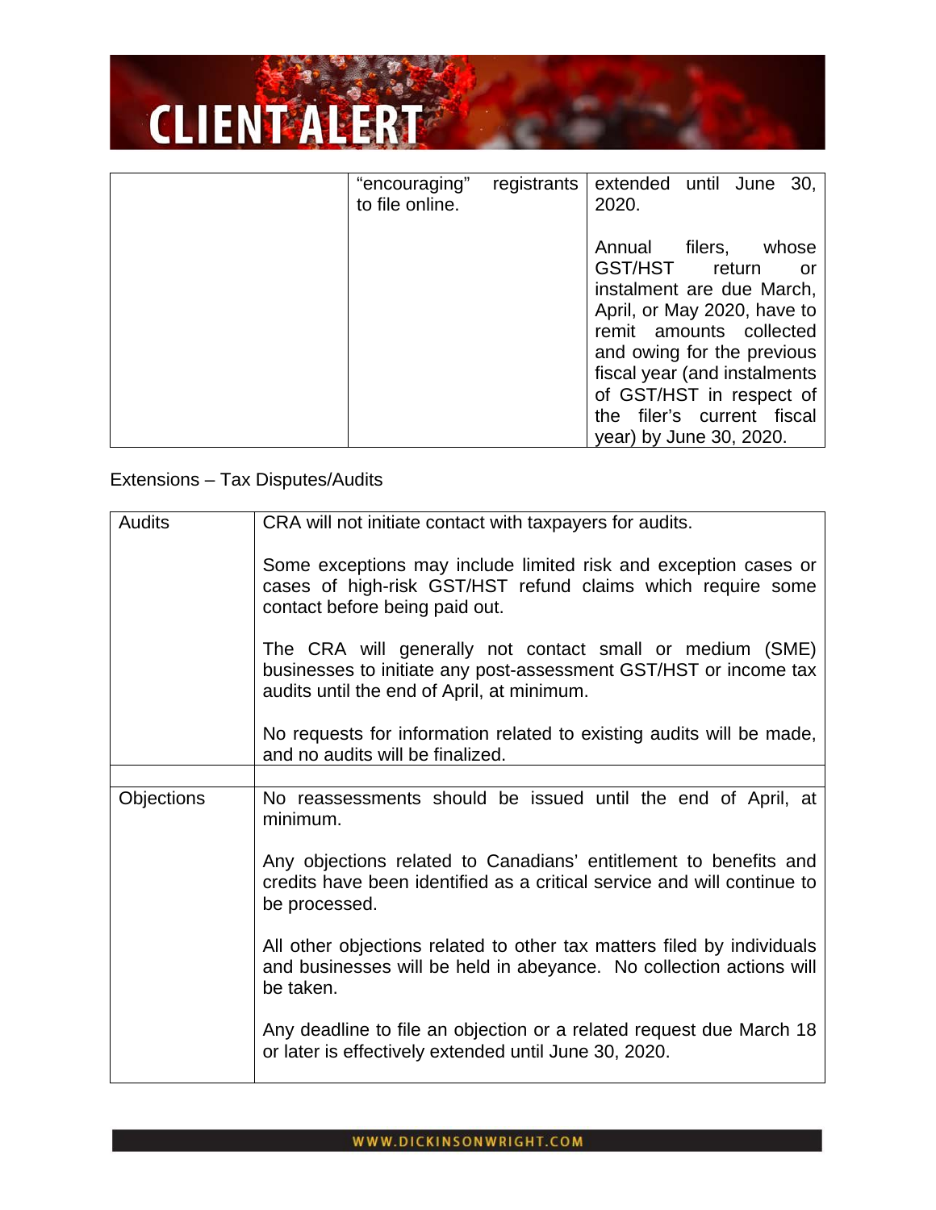| | "encouraging" registrants to file online. | extended until June 30, 2020.<br><br>Annual filers, whose GST/HST return or instalment are due March, April, or May 2020, have to remit amounts collected and owing for the previous fiscal year (and instalments of GST/HST in respect of the filer's current fiscal year) by June 30, 2020. |
|---|---|---|

Extensions – Tax Disputes/Audits

| Audits | CRA will not initiate contact with taxpayers for audits.<br><br>Some exceptions may include limited risk and exception cases or cases of high-risk GST/HST refund claims which require some contact before being paid out.<br><br>The CRA will generally not contact small or medium (SME) businesses to initiate any post-assessment GST/HST or income tax audits until the end of April, at minimum.<br><br>No requests for information related to existing audits will be made, and no audits will be finalized. |
|---|---|
| | |
| Objections | No reassessments should be issued until the end of April, at minimum.<br><br>Any objections related to Canadians' entitlement to benefits and credits have been identified as a critical service and will continue to be processed.<br><br>All other objections related to other tax matters filed by individuals and businesses will be held in abeyance. No collection actions will be taken.<br><br>Any deadline to file an objection or a related request due March 18 or later is effectively extended until June 30, 2020. |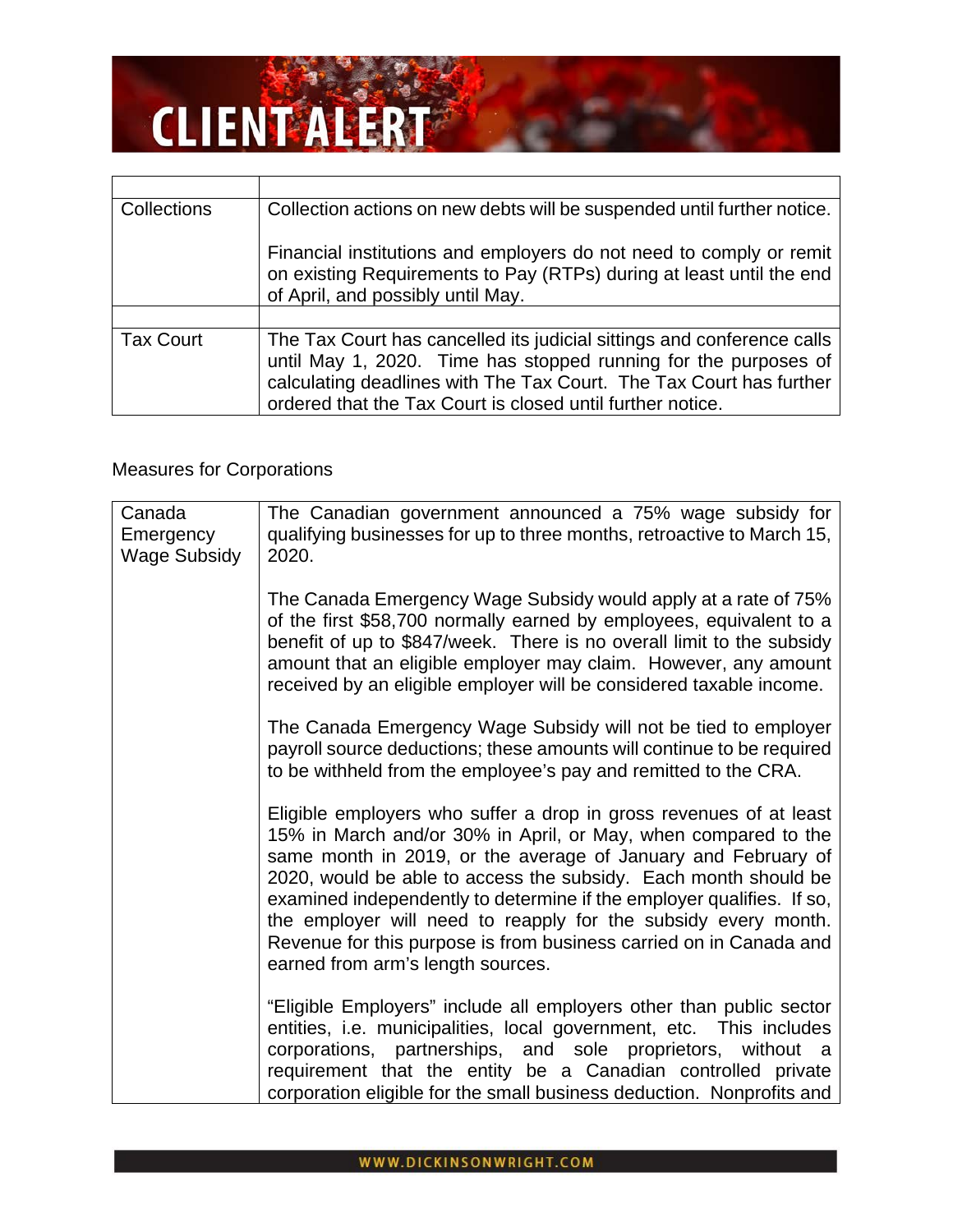| | |
|---|---|
| Collections | Collection actions on new debts will be suspended until further notice.<br><br>Financial institutions and employers do not need to comply or remit on existing Requirements to Pay (RTPs) during at least until the end of April, and possibly until May. |
| | |
| Tax Court | The Tax Court has cancelled its judicial sittings and conference calls until May 1, 2020. Time has stopped running for the purposes of calculating deadlines with The Tax Court. The Tax Court has further ordered that the Tax Court is closed until further notice. |

Measures for Corporations

| | |
|---|---|
| Canada Emergency Wage Subsidy | The Canadian government announced a 75% wage subsidy for qualifying businesses for up to three months, retroactive to March 15, 2020.<br><br>The Canada Emergency Wage Subsidy would apply at a rate of 75% of the first $58,700 normally earned by employees, equivalent to a benefit of up to $847/week. There is no overall limit to the subsidy amount that an eligible employer may claim. However, any amount received by an eligible employer will be considered taxable income.<br><br>The Canada Emergency Wage Subsidy will not be tied to employer payroll source deductions; these amounts will continue to be required to be withheld from the employee's pay and remitted to the CRA.<br><br>Eligible employers who suffer a drop in gross revenues of at least 15% in March and/or 30% in April, or May, when compared to the same month in 2019, or the average of January and February of 2020, would be able to access the subsidy. Each month should be examined independently to determine if the employer qualifies. If so, the employer will need to reapply for the subsidy every month. Revenue for this purpose is from business carried on in Canada and earned from arm's length sources.<br><br>"Eligible Employers" include all employers other than public sector entities, i.e. municipalities, local government, etc. This includes corporations, partnerships, and sole proprietors, without a requirement that the entity be a Canadian controlled private corporation eligible for the small business deduction. Nonprofits and |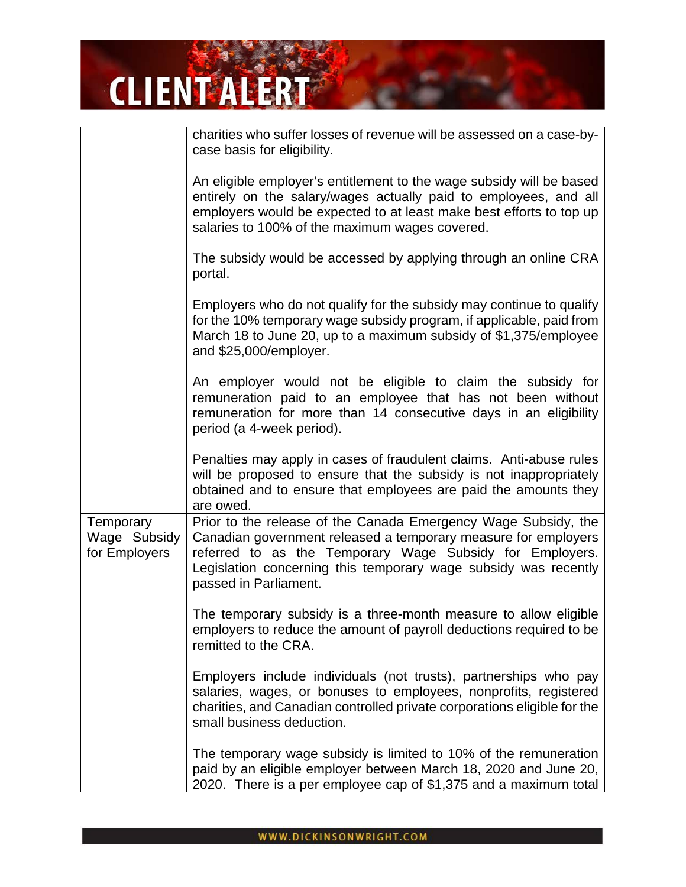| | |
|---|---|
| | charities who suffer losses of revenue will be assessed on a case-by-case basis for eligibility.<br><br>An eligible employer's entitlement to the wage subsidy will be based entirely on the salary/wages actually paid to employees, and all employers would be expected to at least make best efforts to top up salaries to 100% of the maximum wages covered.<br><br>The subsidy would be accessed by applying through an online CRA portal.<br><br>Employers who do not qualify for the subsidy may continue to qualify for the 10% temporary wage subsidy program, if applicable, paid from March 18 to June 20, up to a maximum subsidy of $1,375/employee and $25,000/employer.<br><br>An employer would not be eligible to claim the subsidy for remuneration paid to an employee that has not been without remuneration for more than 14 consecutive days in an eligibility period (a 4-week period).<br><br>Penalties may apply in cases of fraudulent claims. Anti-abuse rules will be proposed to ensure that the subsidy is not inappropriately obtained and to ensure that employees are paid the amounts they are owed. |
| Temporary Wage Subsidy for Employers | Prior to the release of the Canada Emergency Wage Subsidy, the Canadian government released a temporary measure for employers referred to as the Temporary Wage Subsidy for Employers. Legislation concerning this temporary wage subsidy was recently passed in Parliament.<br><br>The temporary subsidy is a three-month measure to allow eligible employers to reduce the amount of payroll deductions required to be remitted to the CRA.<br><br>Employers include individuals (not trusts), partnerships who pay salaries, wages, or bonuses to employees, nonprofits, registered charities, and Canadian controlled private corporations eligible for the small business deduction.<br><br>The temporary wage subsidy is limited to 10% of the remuneration paid by an eligible employer between March 18, 2020 and June 20, 2020. There is a per employee cap of $1,375 and a maximum total |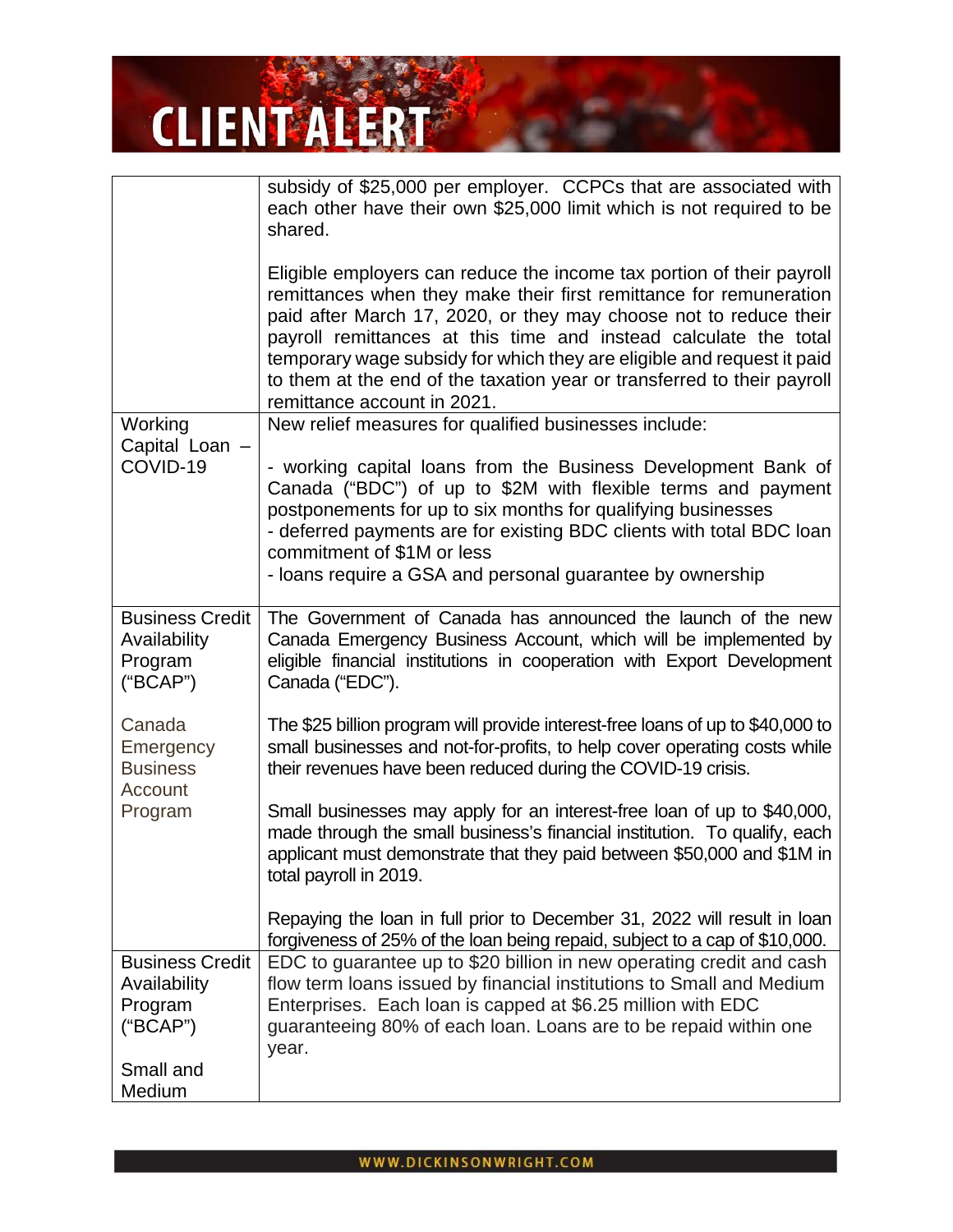| | |
|---|---|
| | subsidy of $25,000 per employer. CCPCs that are associated with each other have their own $25,000 limit which is not required to be shared.<br><br>Eligible employers can reduce the income tax portion of their payroll remittances when they make their first remittance for remuneration paid after March 17, 2020, or they may choose not to reduce their payroll remittances at this time and instead calculate the total temporary wage subsidy for which they are eligible and request it paid to them at the end of the taxation year or transferred to their payroll remittance account in 2021. |
| Working Capital Loan – COVID-19 | New relief measures for qualified businesses include:<br><br>- working capital loans from the Business Development Bank of Canada ("BDC") of up to $2M with flexible terms and payment postponements for up to six months for qualifying businesses<br>- deferred payments are for existing BDC clients with total BDC loan commitment of $1M or less<br>- loans require a GSA and personal guarantee by ownership |
| Business Credit Availability Program ("BCAP")<br><br>Canada Emergency Business Account Program | The Government of Canada has announced the launch of the new Canada Emergency Business Account, which will be implemented by eligible financial institutions in cooperation with Export Development Canada ("EDC").<br><br>The $25 billion program will provide interest-free loans of up to $40,000 to small businesses and not-for-profits, to help cover operating costs while their revenues have been reduced during the COVID-19 crisis.<br><br>Small businesses may apply for an interest-free loan of up to $40,000, made through the small business's financial institution. To qualify, each applicant must demonstrate that they paid between $50,000 and $1M in total payroll in 2019.<br><br>Repaying the loan in full prior to December 31, 2022 will result in loan forgiveness of 25% of the loan being repaid, subject to a cap of $10,000. |
| Business Credit Availability Program ("BCAP")<br><br>Small and Medium | EDC to guarantee up to $20 billion in new operating credit and cash flow term loans issued by financial institutions to Small and Medium Enterprises. Each loan is capped at $6.25 million with EDC guaranteeing 80% of each loan. Loans are to be repaid within one year. |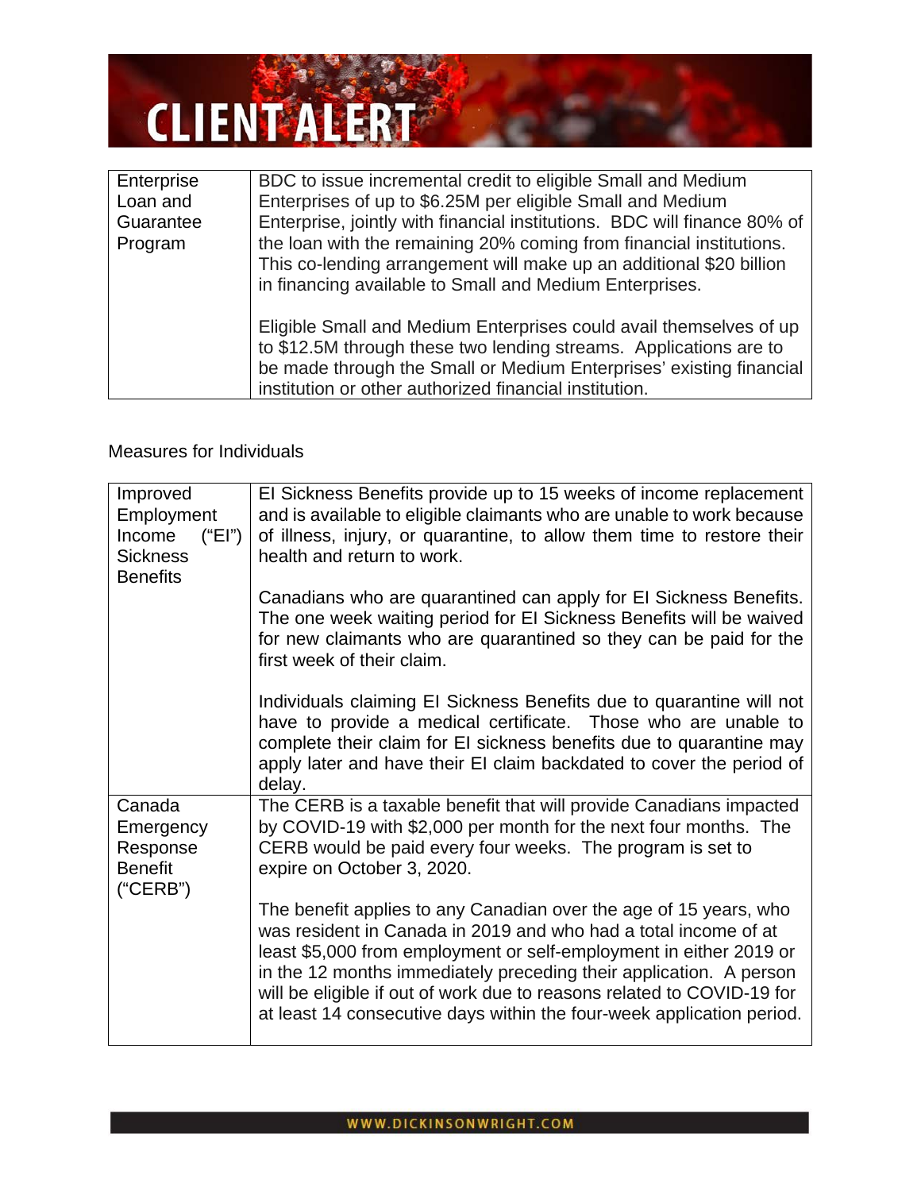| Enterprise Loan and Guarantee Program | BDC to issue incremental credit to eligible Small and Medium Enterprises of up to $6.25M per eligible Small and Medium Enterprise, jointly with financial institutions. BDC will finance 80% of the loan with the remaining 20% coming from financial institutions. This co-lending arrangement will make up an additional $20 billion in financing available to Small and Medium Enterprises.<br><br>Eligible Small and Medium Enterprises could avail themselves of up to $12.5M through these two lending streams. Applications are to be made through the Small or Medium Enterprises' existing financial institution or other authorized financial institution. |
|---|---|

Measures for Individuals

| Improved Employment Income ("EI") Sickness Benefits | EI Sickness Benefits provide up to 15 weeks of income replacement and is available to eligible claimants who are unable to work because of illness, injury, or quarantine, to allow them time to restore their health and return to work.<br><br>Canadians who are quarantined can apply for EI Sickness Benefits. The one week waiting period for EI Sickness Benefits will be waived for new claimants who are quarantined so they can be paid for the first week of their claim.<br><br>Individuals claiming EI Sickness Benefits due to quarantine will not have to provide a medical certificate. Those who are unable to complete their claim for EI sickness benefits due to quarantine may apply later and have their EI claim backdated to cover the period of delay. |
|---|---|
| Canada Emergency Response Benefit ("CERB") | The CERB is a taxable benefit that will provide Canadians impacted by COVID-19 with $2,000 per month for the next four months. The CERB would be paid every four weeks. The program is set to expire on October 3, 2020.<br><br>The benefit applies to any Canadian over the age of 15 years, who was resident in Canada in 2019 and who had a total income of at least $5,000 from employment or self-employment in either 2019 or in the 12 months immediately preceding their application. A person will be eligible if out of work due to reasons related to COVID-19 for at least 14 consecutive days within the four-week application period. |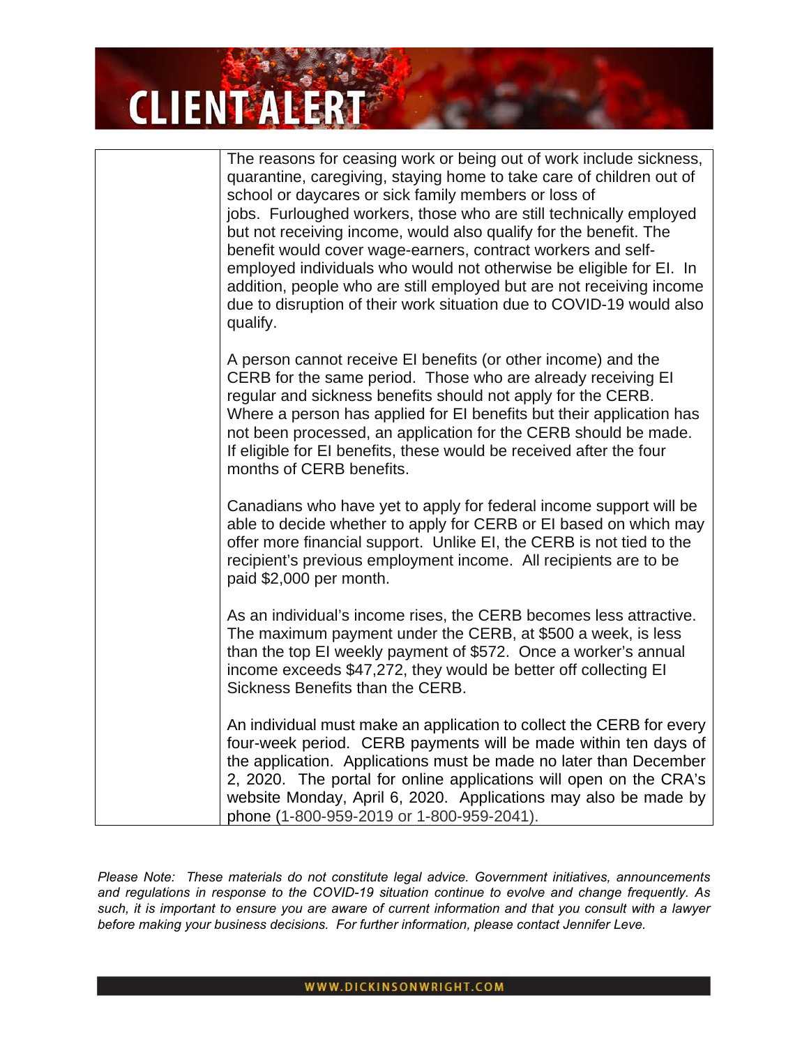| | |
|---|---|
| | The reasons for ceasing work or being out of work include sickness, quarantine, caregiving, staying home to take care of children out of school or daycares or sick family members or loss of jobs. Furloughed workers, those who are still technically employed but not receiving income, would also qualify for the benefit. The benefit would cover wage-earners, contract workers and self-employed individuals who would not otherwise be eligible for EI. In addition, people who are still employed but are not receiving income due to disruption of their work situation due to COVID-19 would also qualify.<br><br>A person cannot receive EI benefits (or other income) and the CERB for the same period. Those who are already receiving EI regular and sickness benefits should not apply for the CERB. Where a person has applied for EI benefits but their application has not been processed, an application for the CERB should be made. If eligible for EI benefits, these would be received after the four months of CERB benefits.<br><br>Canadians who have yet to apply for federal income support will be able to decide whether to apply for CERB or EI based on which may offer more financial support. Unlike EI, the CERB is not tied to the recipient's previous employment income. All recipients are to be paid $2,000 per month.<br><br>As an individual's income rises, the CERB becomes less attractive. The maximum payment under the CERB, at $500 a week, is less than the top EI weekly payment of $572. Once a worker's annual income exceeds $47,272, they would be better off collecting EI Sickness Benefits than the CERB.<br><br>An individual must make an application to collect the CERB for every four-week period. CERB payments will be made within ten days of the application. Applications must be made no later than December 2, 2020. The portal for online applications will open on the CRA's website Monday, April 6, 2020. Applications may also be made by phone (1-800-959-2019 or 1-800-959-2041). |

*Please Note: These materials do not constitute legal advice. Government initiatives, announcements and regulations in response to the COVID-19 situation continue to evolve and change frequently. As such, it is important to ensure you are aware of current information and that you consult with a lawyer before making your business decisions. For further information, please contact Jennifer Leve.*